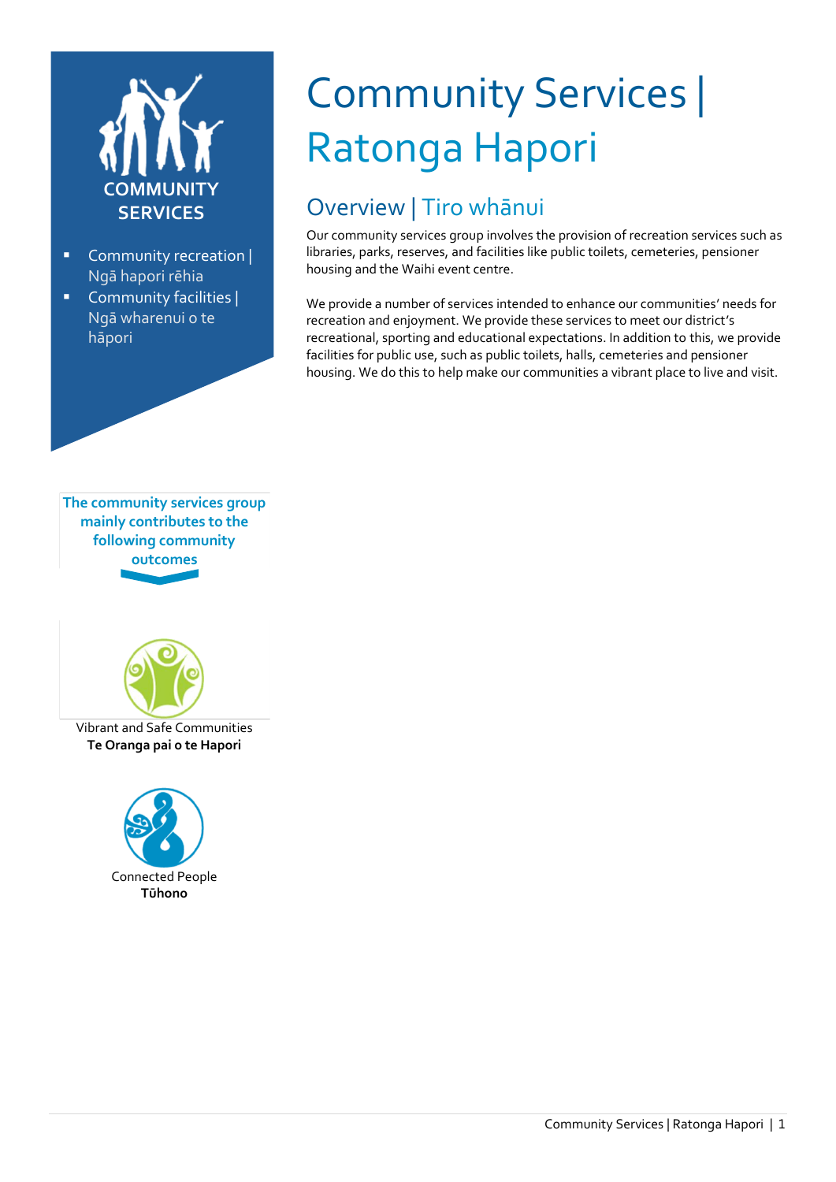# Community Services | Ratonga Hapori

COMMUNITY SERVICES

- Community recreation | Ngā hapori rēhia
- Community facilities | Ngā wharenui o te hāpori

## Overview | Tiro whānui

Our community services group involves the provision of recreation services such as libraries, parks, reserves, and facilities like public toilets, cemeteries, pensioner housing and the Waihi event centre.

We provide a number of services intended to enhance our communities' needs for recreation and enjoyment. We provide these services to meet our district's recreational, sporting and educational expectations. In addition to this, we provide facilities for public use, such as public toilets, halls, cemeteries and pensioner housing. We do this to help make our communities a vibrant place to live and visit.

**The community services group mainly contributes to the following community outcomes**

Vibrant and Safe Communities
**Te Oranga pai o te Hapori**

Connected People
**Tūhono**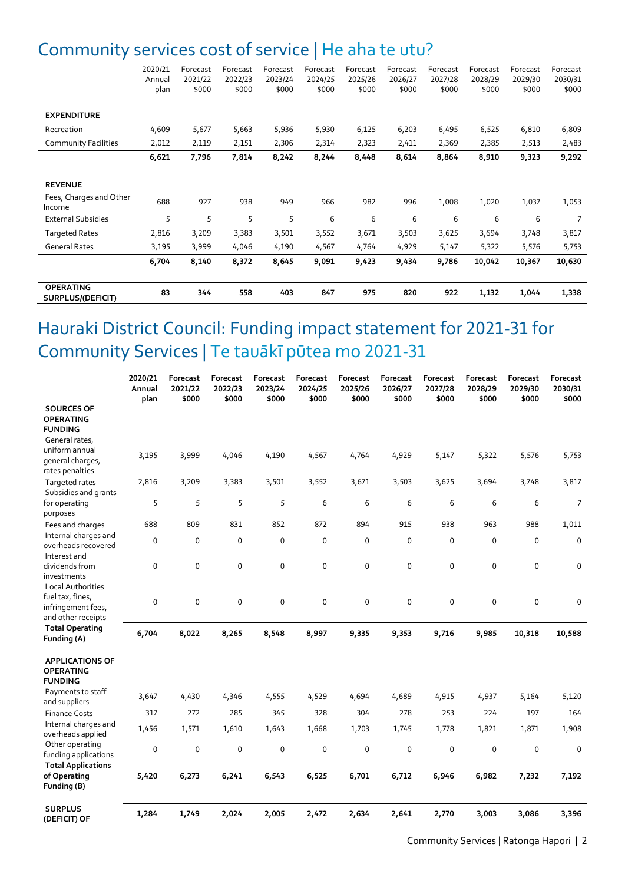## Community services cost of service | He aha te utu?

| | 2020/21 Annual plan | Forecast 2021/22 $000 | Forecast 2022/23 $000 | Forecast 2023/24 $000 | Forecast 2024/25 $000 | Forecast 2025/26 $000 | Forecast 2026/27 $000 | Forecast 2027/28 $000 | Forecast 2028/29 $000 | Forecast 2029/30 $000 | Forecast 2030/31 $000 |
|---|---|---|---|---|---|---|---|---|---|---|---|
| **EXPENDITURE** | | | | | | | | | | | |
| Recreation | 4,609 | 5,677 | 5,663 | 5,936 | 5,930 | 6,125 | 6,203 | 6,495 | 6,525 | 6,810 | 6,809 |
| Community Facilities | 2,012 | 2,119 | 2,151 | 2,306 | 2,314 | 2,323 | 2,411 | 2,369 | 2,385 | 2,513 | 2,483 |
| | **6,621** | **7,796** | **7,814** | **8,242** | **8,244** | **8,448** | **8,614** | **8,864** | **8,910** | **9,323** | **9,292** |
| **REVENUE** | | | | | | | | | | | |
| Fees, Charges and Other Income | 688 | 927 | 938 | 949 | 966 | 982 | 996 | 1,008 | 1,020 | 1,037 | 1,053 |
| External Subsidies | 5 | 5 | 5 | 5 | 6 | 6 | 6 | 6 | 6 | 6 | 7 |
| Targeted Rates | 2,816 | 3,209 | 3,383 | 3,501 | 3,552 | 3,671 | 3,503 | 3,625 | 3,694 | 3,748 | 3,817 |
| General Rates | 3,195 | 3,999 | 4,046 | 4,190 | 4,567 | 4,764 | 4,929 | 5,147 | 5,322 | 5,576 | 5,753 |
| | **6,704** | **8,140** | **8,372** | **8,645** | **9,091** | **9,423** | **9,434** | **9,786** | **10,042** | **10,367** | **10,630** |
| **OPERATING SURPLUS/(DEFICIT)** | **83** | **344** | **558** | **403** | **847** | **975** | **820** | **922** | **1,132** | **1,044** | **1,338** |

## Hauraki District Council: Funding impact statement for 2021-31 for Community Services | Te tauākī pūtea mo 2021-31

| | **2020/21 Annual plan** | **Forecast 2021/22 $000** | **Forecast 2022/23 $000** | **Forecast 2023/24 $000** | **Forecast 2024/25 $000** | **Forecast 2025/26 $000** | **Forecast 2026/27 $000** | **Forecast 2027/28 $000** | **Forecast 2028/29 $000** | **Forecast 2029/30 $000** | **Forecast 2030/31 $000** |
|---|---|---|---|---|---|---|---|---|---|---|---|
| **SOURCES OF OPERATING FUNDING** | | | | | | | | | | | |
| General rates, uniform annual general charges, rates penalties | 3,195 | 3,999 | 4,046 | 4,190 | 4,567 | 4,764 | 4,929 | 5,147 | 5,322 | 5,576 | 5,753 |
| Targeted rates | 2,816 | 3,209 | 3,383 | 3,501 | 3,552 | 3,671 | 3,503 | 3,625 | 3,694 | 3,748 | 3,817 |
| Subsidies and grants for operating purposes | 5 | 5 | 5 | 5 | 6 | 6 | 6 | 6 | 6 | 6 | 7 |
| Fees and charges | 688 | 809 | 831 | 852 | 872 | 894 | 915 | 938 | 963 | 988 | 1,011 |
| Internal charges and overheads recovered | 0 | 0 | 0 | 0 | 0 | 0 | 0 | 0 | 0 | 0 | 0 |
| Interest and dividends from investments | 0 | 0 | 0 | 0 | 0 | 0 | 0 | 0 | 0 | 0 | 0 |
| Local Authorities fuel tax, fines, infringement fees, and other receipts | 0 | 0 | 0 | 0 | 0 | 0 | 0 | 0 | 0 | 0 | 0 |
| **Total Operating Funding (A)** | **6,704** | **8,022** | **8,265** | **8,548** | **8,997** | **9,335** | **9,353** | **9,716** | **9,985** | **10,318** | **10,588** |
| **APPLICATIONS OF OPERATING FUNDING** | | | | | | | | | | | |
| Payments to staff and suppliers | 3,647 | 4,430 | 4,346 | 4,555 | 4,529 | 4,694 | 4,689 | 4,915 | 4,937 | 5,164 | 5,120 |
| Finance Costs | 317 | 272 | 285 | 345 | 328 | 304 | 278 | 253 | 224 | 197 | 164 |
| Internal charges and overheads applied | 1,456 | 1,571 | 1,610 | 1,643 | 1,668 | 1,703 | 1,745 | 1,778 | 1,821 | 1,871 | 1,908 |
| Other operating funding applications | 0 | 0 | 0 | 0 | 0 | 0 | 0 | 0 | 0 | 0 | 0 |
| **Total Applications of Operating Funding (B)** | **5,420** | **6,273** | **6,241** | **6,543** | **6,525** | **6,701** | **6,712** | **6,946** | **6,982** | **7,232** | **7,192** |
| **SURPLUS (DEFICIT) OF** | **1,284** | **1,749** | **2,024** | **2,005** | **2,472** | **2,634** | **2,641** | **2,770** | **3,003** | **3,086** | **3,396** |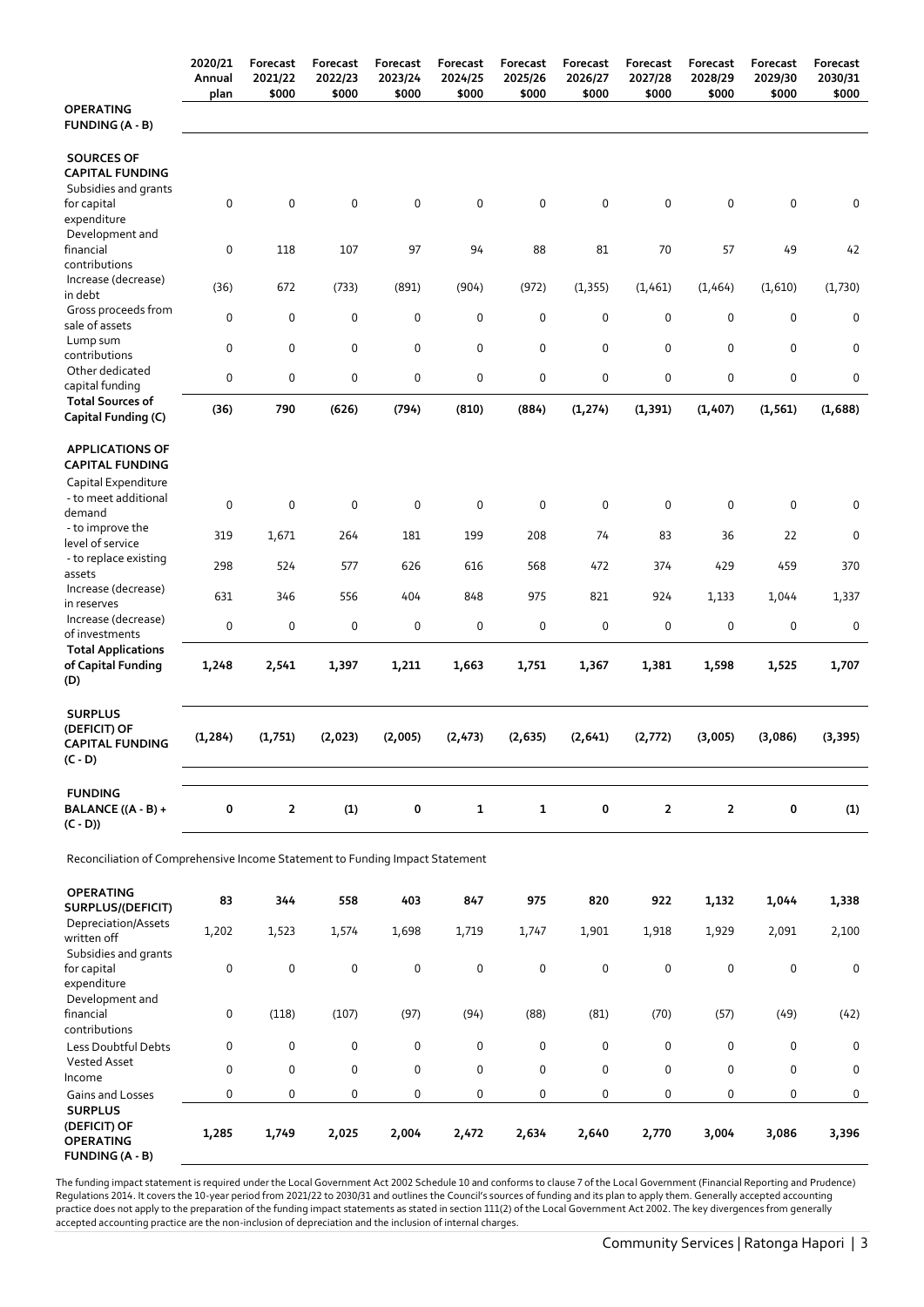| | 2020/21 Annual plan | Forecast 2021/22 $000 | Forecast 2022/23 $000 | Forecast 2023/24 $000 | Forecast 2024/25 $000 | Forecast 2025/26 $000 | Forecast 2026/27 $000 | Forecast 2027/28 $000 | Forecast 2028/29 $000 | Forecast 2029/30 $000 | Forecast 2030/31 $000 |
|---|---|---|---|---|---|---|---|---|---|---|---|
| **OPERATING FUNDING (A - B)** | | | | | | | | | | | |
| **SOURCES OF CAPITAL FUNDING** | | | | | | | | | | | |
| Subsidies and grants for capital expenditure | 0 | 0 | 0 | 0 | 0 | 0 | 0 | 0 | 0 | 0 | 0 |
| Development and financial contributions | 0 | 118 | 107 | 97 | 94 | 88 | 81 | 70 | 57 | 49 | 42 |
| Increase (decrease) in debt | (36) | 672 | (733) | (891) | (904) | (972) | (1,355) | (1,461) | (1,464) | (1,610) | (1,730) |
| Gross proceeds from sale of assets | 0 | 0 | 0 | 0 | 0 | 0 | 0 | 0 | 0 | 0 | 0 |
| Lump sum contributions | 0 | 0 | 0 | 0 | 0 | 0 | 0 | 0 | 0 | 0 | 0 |
| Other dedicated capital funding | 0 | 0 | 0 | 0 | 0 | 0 | 0 | 0 | 0 | 0 | 0 |
| **Total Sources of Capital Funding (C)** | **(36)** | **790** | **(626)** | **(794)** | **(810)** | **(884)** | **(1,274)** | **(1,391)** | **(1,407)** | **(1,561)** | **(1,688)** |
| **APPLICATIONS OF CAPITAL FUNDING** | | | | | | | | | | | |
| Capital Expenditure - to meet additional demand | 0 | 0 | 0 | 0 | 0 | 0 | 0 | 0 | 0 | 0 | 0 |
| - to improve the level of service | 319 | 1,671 | 264 | 181 | 199 | 208 | 74 | 83 | 36 | 22 | 0 |
| - to replace existing assets | 298 | 524 | 577 | 626 | 616 | 568 | 472 | 374 | 429 | 459 | 370 |
| Increase (decrease) in reserves | 631 | 346 | 556 | 404 | 848 | 975 | 821 | 924 | 1,133 | 1,044 | 1,337 |
| Increase (decrease) of investments | 0 | 0 | 0 | 0 | 0 | 0 | 0 | 0 | 0 | 0 | 0 |
| **Total Applications of Capital Funding (D)** | **1,248** | **2,541** | **1,397** | **1,211** | **1,663** | **1,751** | **1,367** | **1,381** | **1,598** | **1,525** | **1,707** |
| **SURPLUS (DEFICIT) OF CAPITAL FUNDING (C - D)** | **(1,284)** | **(1,751)** | **(2,023)** | **(2,005)** | **(2,473)** | **(2,635)** | **(2,641)** | **(2,772)** | **(3,005)** | **(3,086)** | **(3,395)** |
| **FUNDING BALANCE ((A - B) + (C - D))** | **0** | **2** | **(1)** | **0** | **1** | **1** | **0** | **2** | **2** | **0** | **(1)** |

Reconciliation of Comprehensive Income Statement to Funding Impact Statement

| | 2020/21 Annual plan | Forecast 2021/22 $000 | Forecast 2022/23 $000 | Forecast 2023/24 $000 | Forecast 2024/25 $000 | Forecast 2025/26 $000 | Forecast 2026/27 $000 | Forecast 2027/28 $000 | Forecast 2028/29 $000 | Forecast 2029/30 $000 | Forecast 2030/31 $000 |
|---|---|---|---|---|---|---|---|---|---|---|---|
| **OPERATING SURPLUS/(DEFICIT)** | **83** | **344** | **558** | **403** | **847** | **975** | **820** | **922** | **1,132** | **1,044** | **1,338** |
| Depreciation/Assets written off | 1,202 | 1,523 | 1,574 | 1,698 | 1,719 | 1,747 | 1,901 | 1,918 | 1,929 | 2,091 | 2,100 |
| Subsidies and grants for capital expenditure | 0 | 0 | 0 | 0 | 0 | 0 | 0 | 0 | 0 | 0 | 0 |
| Development and financial contributions | 0 | (118) | (107) | (97) | (94) | (88) | (81) | (70) | (57) | (49) | (42) |
| Less Doubtful Debts | 0 | 0 | 0 | 0 | 0 | 0 | 0 | 0 | 0 | 0 | 0 |
| Vested Asset Income | 0 | 0 | 0 | 0 | 0 | 0 | 0 | 0 | 0 | 0 | 0 |
| Gains and Losses | 0 | 0 | 0 | 0 | 0 | 0 | 0 | 0 | 0 | 0 | 0 |
| **SURPLUS (DEFICIT) OPERATING FUNDING (A - B)** | **1,285** | **1,749** | **2,025** | **2,004** | **2,472** | **2,634** | **2,640** | **2,770** | **3,004** | **3,086** | **3,396** |

The funding impact statement is required under the Local Government Act 2002 Schedule 10 and conforms to clause 7 of the Local Government (Financial Reporting and Prudence) Regulations 2014. It covers the 10-year period from 2021/22 to 2030/31 and outlines the Council's sources of funding and its plan to apply them. Generally accepted accounting practice does not apply to the preparation of the funding impact statements as stated in section 111(2) of the Local Government Act 2002. The key divergences from generally accepted accounting practice are the non-inclusion of depreciation and the inclusion of internal charges.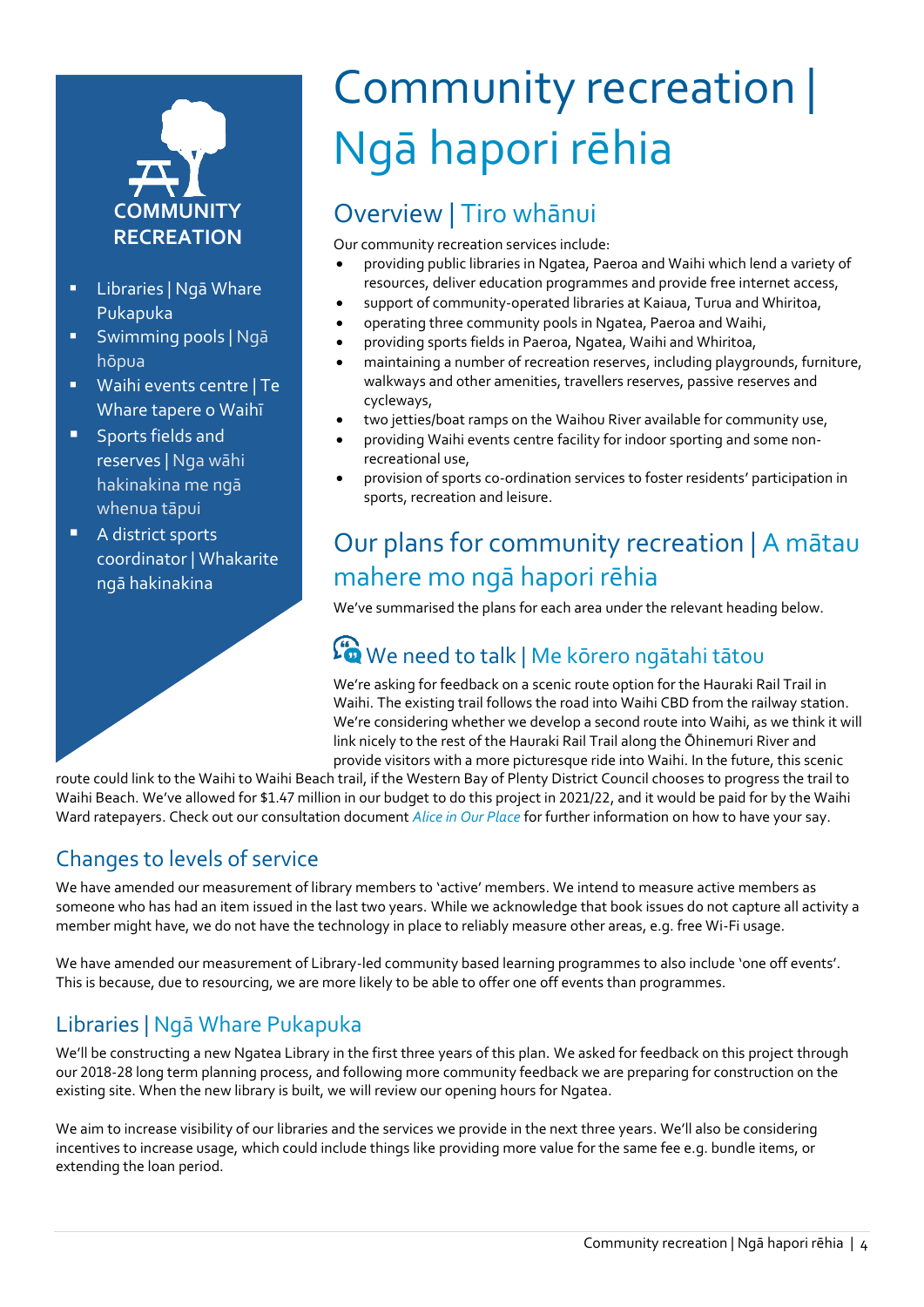**COMMUNITY RECREATION**

- Libraries | Ngā Whare Pukapuka
- Swimming pools | Ngā hōpua
- Waihi events centre | Te Whare tapere o Waihī
- Sports fields and reserves | Nga wāhi hakinakina me ngā whenua tāpui
- A district sports coordinator | Whakarite ngā hakinakina

# Community recreation | Ngā hapori rēhia

## Overview | Tiro whānui

Our community recreation services include:

- providing public libraries in Ngatea, Paeroa and Waihi which lend a variety of resources, deliver education programmes and provide free internet access,
- support of community-operated libraries at Kaiaua, Turua and Whiritoa,
- operating three community pools in Ngatea, Paeroa and Waihi,
- providing sports fields in Paeroa, Ngatea, Waihi and Whiritoa,
- maintaining a number of recreation reserves, including playgrounds, furniture, walkways and other amenities, travellers reserves, passive reserves and cycleways,
- two jetties/boat ramps on the Waihou River available for community use,
- providing Waihi events centre facility for indoor sporting and some non-recreational use,
- provision of sports co-ordination services to foster residents' participation in sports, recreation and leisure.

## Our plans for community recreation | A mātau mahere mo ngā hapori rēhia

We've summarised the plans for each area under the relevant heading below.

### We need to talk | Me kōrero ngātahi tātou

We're asking for feedback on a scenic route option for the Hauraki Rail Trail in Waihi. The existing trail follows the road into Waihi CBD from the railway station. We're considering whether we develop a second route into Waihi, as we think it will link nicely to the rest of the Hauraki Rail Trail along the Ōhinemuri River and provide visitors with a more picturesque ride into Waihi. In the future, this scenic route could link to the Waihi to Waihi Beach trail, if the Western Bay of Plenty District Council chooses to progress the trail to Waihi Beach. We've allowed for $1.47 million in our budget to do this project in 2021/22, and it would be paid for by the Waihi Ward ratepayers. Check out our consultation document *Alice in Our Place* for further information on how to have your say.

## Changes to levels of service

We have amended our measurement of library members to 'active' members. We intend to measure active members as someone who has had an item issued in the last two years. While we acknowledge that book issues do not capture all activity a member might have, we do not have the technology in place to reliably measure other areas, e.g. free Wi-Fi usage.

We have amended our measurement of Library-led community based learning programmes to also include 'one off events'. This is because, due to resourcing, we are more likely to be able to offer one off events than programmes.

## Libraries | Ngā Whare Pukapuka

We'll be constructing a new Ngatea Library in the first three years of this plan. We asked for feedback on this project through our 2018-28 long term planning process, and following more community feedback we are preparing for construction on the existing site. When the new library is built, we will review our opening hours for Ngatea.

We aim to increase visibility of our libraries and the services we provide in the next three years. We'll also be considering incentives to increase usage, which could include things like providing more value for the same fee e.g. bundle items, or extending the loan period.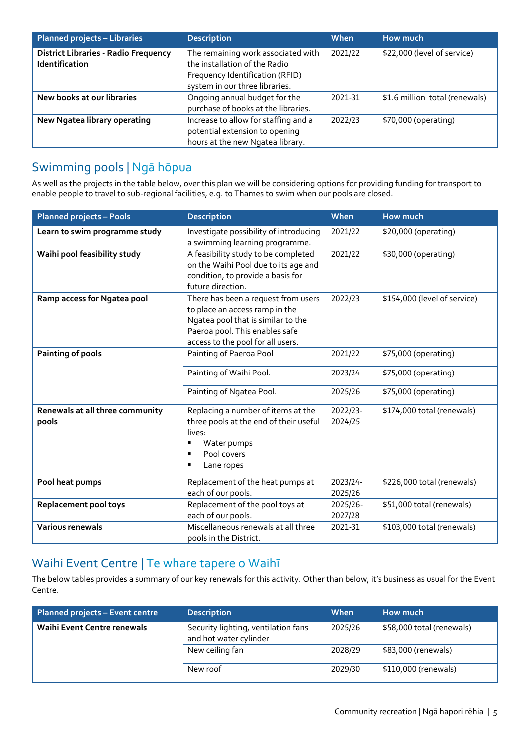| Planned projects – Libraries | Description | When | How much |
|---|---|---|---|
| **District Libraries - Radio Frequency Identification** | The remaining work associated with the installation of the Radio Frequency Identification (RFID) system in our three libraries. | 2021/22 | $22,000 (level of service) |
| **New books at our libraries** | Ongoing annual budget for the purchase of books at the libraries. | 2021-31 | $1.6 million total (renewals) |
| **New Ngatea library operating** | Increase to allow for staffing and a potential extension to opening hours at the new Ngatea library. | 2022/23 | $70,000 (operating) |

## Swimming pools | Ngā hōpua

As well as the projects in the table below, over this plan we will be considering options for providing funding for transport to enable people to travel to sub-regional facilities, e.g. to Thames to swim when our pools are closed.

| Planned projects – Pools | Description | When | How much |
|---|---|---|---|
| **Learn to swim programme study** | Investigate possibility of introducing a swimming learning programme. | 2021/22 | $20,000 (operating) |
| **Waihi pool feasibility study** | A feasibility study to be completed on the Waihi Pool due to its age and condition, to provide a basis for future direction. | 2021/22 | $30,000 (operating) |
| **Ramp access for Ngatea pool** | There has been a request from users to place an access ramp in the Ngatea pool that is similar to the Paeroa pool. This enables safe access to the pool for all users. | 2022/23 | $154,000 (level of service) |
| **Painting of pools** | Painting of Paeroa Pool | 2021/22 | $75,000 (operating) |
| | Painting of Waihi Pool. | 2023/24 | $75,000 (operating) |
| | Painting of Ngatea Pool. | 2025/26 | $75,000 (operating) |
| **Renewals at all three community pools** | Replacing a number of items at the three pools at the end of their useful lives: <br>▪ Water pumps <br>▪ Pool covers <br>▪ Lane ropes | 2022/23-2024/25 | $174,000 total (renewals) |
| **Pool heat pumps** | Replacement of the heat pumps at each of our pools. | 2023/24-2025/26 | $226,000 total (renewals) |
| **Replacement pool toys** | Replacement of the pool toys at each of our pools. | 2025/26-2027/28 | $51,000 total (renewals) |
| **Various renewals** | Miscellaneous renewals at all three pools in the District. | 2021-31 | $103,000 total (renewals) |

## Waihi Event Centre | Te whare tapere o Waihī

The below tables provides a summary of our key renewals for this activity. Other than below, it's business as usual for the Event Centre.

| Planned projects – Event centre | Description | When | How much |
|---|---|---|---|
| **Waihi Event Centre renewals** | Security lighting, ventilation fans and hot water cylinder | 2025/26 | $58,000 total (renewals) |
| | New ceiling fan | 2028/29 | $83,000 (renewals) |
| | New roof | 2029/30 | $110,000 (renewals) |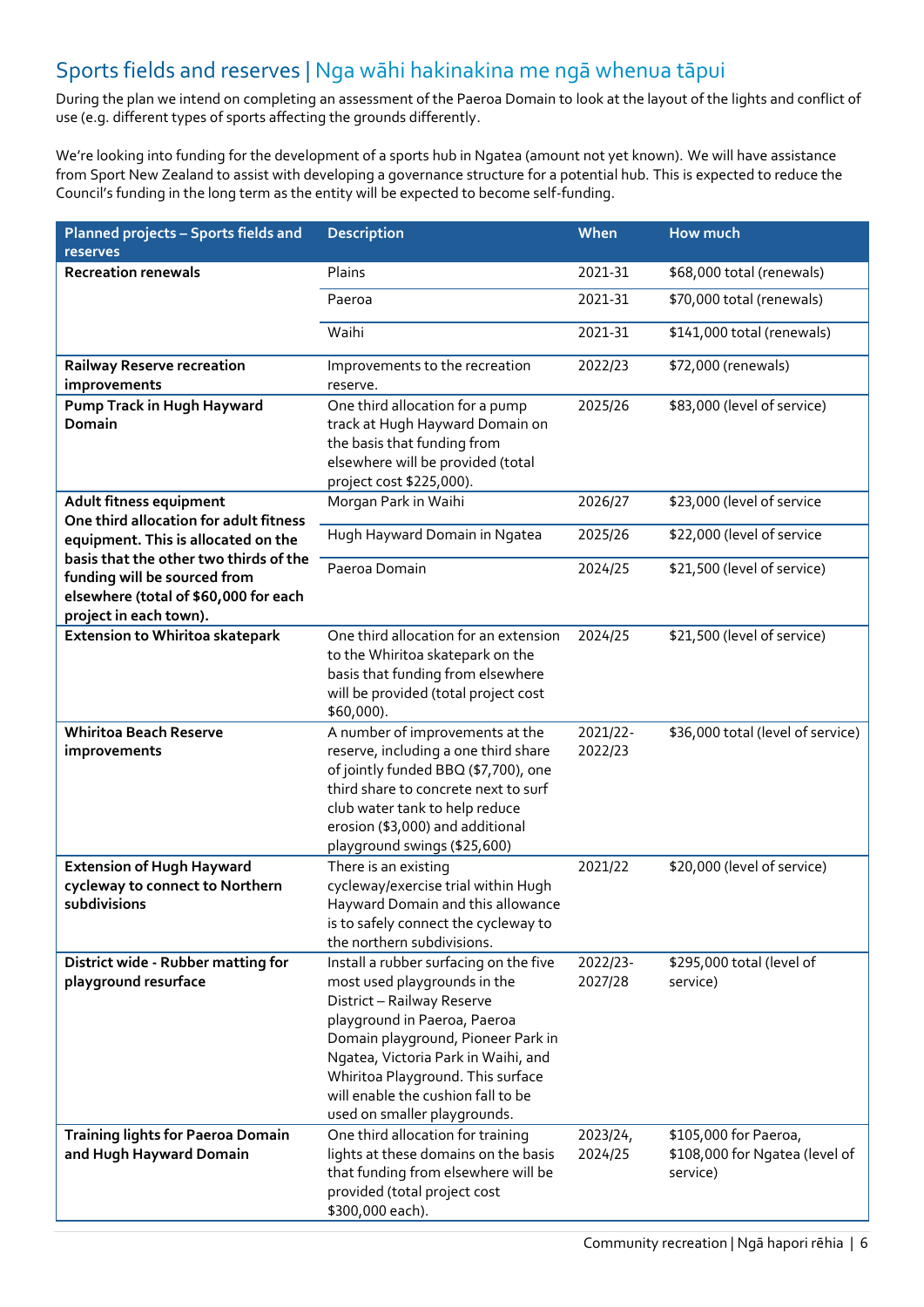## Sports fields and reserves | Nga wāhi hakinakina me ngā whenua tāpui

During the plan we intend on completing an assessment of the Paeroa Domain to look at the layout of the lights and conflict of use (e.g. different types of sports affecting the grounds differently.

We're looking into funding for the development of a sports hub in Ngatea (amount not yet known). We will have assistance from Sport New Zealand to assist with developing a governance structure for a potential hub. This is expected to reduce the Council's funding in the long term as the entity will be expected to become self-funding.

| Planned projects – Sports fields and reserves | Description | When | How much |
|---|---|---|---|
| **Recreation renewals** | Plains | 2021-31 | $68,000 total (renewals) |
| | Paeroa | 2021-31 | $70,000 total (renewals) |
| | Waihi | 2021-31 | $141,000 total (renewals) |
| **Railway Reserve recreation improvements** | Improvements to the recreation reserve. | 2022/23 | $72,000 (renewals) |
| **Pump Track in Hugh Hayward Domain** | One third allocation for a pump track at Hugh Hayward Domain on the basis that funding from elsewhere will be provided (total project cost $225,000). | 2025/26 | $83,000 (level of service) |
| **Adult fitness equipment One third allocation for adult fitness equipment. This is allocated on the basis that the other two thirds of the funding will be sourced from elsewhere (total of $60,000 for each project in each town).** | Morgan Park in Waihi | 2026/27 | $23,000 (level of service |
| | Hugh Hayward Domain in Ngatea | 2025/26 | $22,000 (level of service |
| | Paeroa Domain | 2024/25 | $21,500 (level of service) |
| **Extension to Whiritoa skatepark** | One third allocation for an extension to the Whiritoa skatepark on the basis that funding from elsewhere will be provided (total project cost $60,000). | 2024/25 | $21,500 (level of service) |
| **Whiritoa Beach Reserve improvements** | A number of improvements at the reserve, including a one third share of jointly funded BBQ ($7,700), one third share to concrete next to surf club water tank to help reduce erosion ($3,000) and additional playground swings ($25,600) | 2021/22-2022/23 | $36,000 total (level of service) |
| **Extension of Hugh Hayward cycleway to connect to Northern subdivisions** | There is an existing cycleway/exercise trial within Hugh Hayward Domain and this allowance is to safely connect the cycleway to the northern subdivisions. | 2021/22 | $20,000 (level of service) |
| **District wide - Rubber matting for playground resurface** | Install a rubber surfacing on the five most used playgrounds in the District – Railway Reserve playground in Paeroa, Paeroa Domain playground, Pioneer Park in Ngatea, Victoria Park in Waihi, and Whiritoa Playground. This surface will enable the cushion fall to be used on smaller playgrounds. | 2022/23-2027/28 | $295,000 total (level of service) |
| **Training lights for Paeroa Domain and Hugh Hayward Domain** | One third allocation for training lights at these domains on the basis that funding from elsewhere will be provided (total project cost $300,000 each). | 2023/24, 2024/25 | $105,000 for Paeroa, $108,000 for Ngatea (level of service) |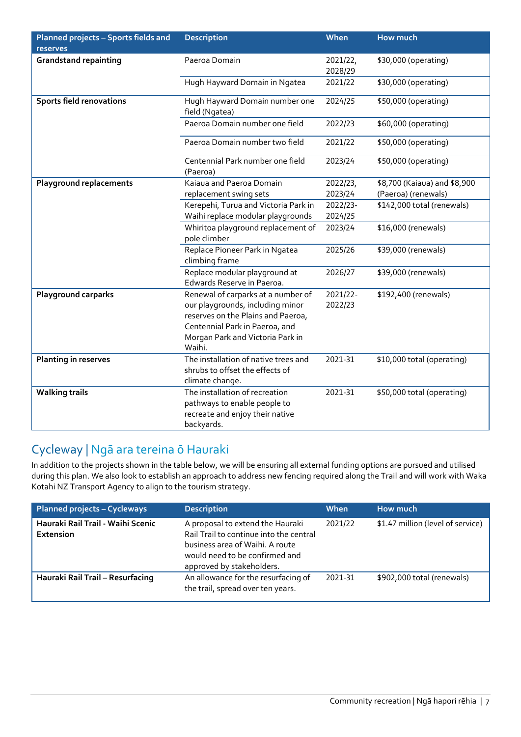| Planned projects – Sports fields and reserves | Description | When | How much |
|---|---|---|---|
| **Grandstand repainting** | Paeroa Domain | 2021/22, 2028/29 | $30,000 (operating) |
| | Hugh Hayward Domain in Ngatea | 2021/22 | $30,000 (operating) |
| **Sports field renovations** | Hugh Hayward Domain number one field (Ngatea) | 2024/25 | $50,000 (operating) |
| | Paeroa Domain number one field | 2022/23 | $60,000 (operating) |
| | Paeroa Domain number two field | 2021/22 | $50,000 (operating) |
| | Centennial Park number one field (Paeroa) | 2023/24 | $50,000 (operating) |
| **Playground replacements** | Kaiaua and Paeroa Domain replacement swing sets | 2022/23, 2023/24 | $8,700 (Kaiaua) and $8,900 (Paeroa) (renewals) |
| | Kerepehi, Turua and Victoria Park in Waihi replace modular playgrounds | 2022/23-2024/25 | $142,000 total (renewals) |
| | Whiritoa playground replacement of pole climber | 2023/24 | $16,000 (renewals) |
| | Replace Pioneer Park in Ngatea climbing frame | 2025/26 | $39,000 (renewals) |
| | Replace modular playground at Edwards Reserve in Paeroa. | 2026/27 | $39,000 (renewals) |
| **Playground carparks** | Renewal of carparks at a number of our playgrounds, including minor reserves on the Plains and Paeroa, Centennial Park in Paeroa, and Morgan Park and Victoria Park in Waihi. | 2021/22-2022/23 | $192,400 (renewals) |
| **Planting in reserves** | The installation of native trees and shrubs to offset the effects of climate change. | 2021-31 | $10,000 total (operating) |
| **Walking trails** | The installation of recreation pathways to enable people to recreate and enjoy their native backyards. | 2021-31 | $50,000 total (operating) |

## Cycleway | Ngā ara tereina ō Hauraki

In addition to the projects shown in the table below, we will be ensuring all external funding options are pursued and utilised during this plan. We also look to establish an approach to address new fencing required along the Trail and will work with Waka Kotahi NZ Transport Agency to align to the tourism strategy.

| Planned projects – Cycleways | Description | When | How much |
|---|---|---|---|
| **Hauraki Rail Trail - Waihi Scenic Extension** | A proposal to extend the Hauraki Rail Trail to continue into the central business area of Waihi. A route would need to be confirmed and approved by stakeholders. | 2021/22 | $1.47 million (level of service) |
| **Hauraki Rail Trail – Resurfacing** | An allowance for the resurfacing of the trail, spread over ten years. | 2021-31 | $902,000 total (renewals) |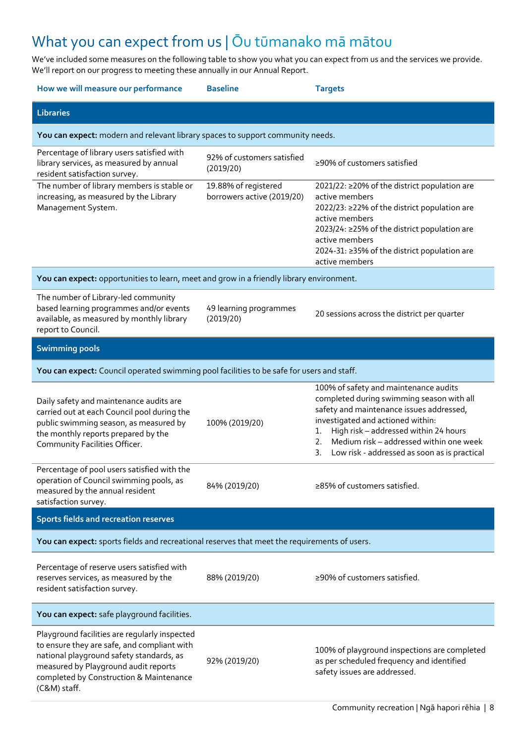## What you can expect from us | Ōu tūmanako mā mātou

We've included some measures on the following table to show you what you can expect from us and the services we provide. We'll report on our progress to meeting these annually in our Annual Report.

| How we will measure our performance | Baseline | Targets |
|---|---|---|
| **Libraries** | | |
| **You can expect:** modern and relevant library spaces to support community needs. | | |
| Percentage of library users satisfied with library services, as measured by annual resident satisfaction survey. | 92% of customers satisfied (2019/20) | ≥90% of customers satisfied |
| The number of library members is stable or increasing, as measured by the Library Management System. | 19.88% of registered borrowers active (2019/20) | 2021/22: ≥20% of the district population are active members<br>2022/23: ≥22% of the district population are active members<br>2023/24: ≥25% of the district population are active members<br>2024-31: ≥35% of the district population are active members |
| **You can expect:** opportunities to learn, meet and grow in a friendly library environment. | | |
| The number of Library-led community based learning programmes and/or events available, as measured by monthly library report to Council. | 49 learning programmes (2019/20) | 20 sessions across the district per quarter |
| **Swimming pools** | | |
| **You can expect:** Council operated swimming pool facilities to be safe for users and staff. | | |
| Daily safety and maintenance audits are carried out at each Council pool during the public swimming season, as measured by the monthly reports prepared by the Community Facilities Officer. | 100% (2019/20) | 100% of safety and maintenance audits completed during swimming season with all safety and maintenance issues addressed, investigated and actioned within:<br>1. High risk – addressed within 24 hours<br>2. Medium risk – addressed within one week<br>3. Low risk - addressed as soon as is practical |
| Percentage of pool users satisfied with the operation of Council swimming pools, as measured by the annual resident satisfaction survey. | 84% (2019/20) | ≥85% of customers satisfied. |
| **Sports fields and recreation reserves** | | |
| **You can expect:** sports fields and recreational reserves that meet the requirements of users. | | |
| Percentage of reserve users satisfied with reserves services, as measured by the resident satisfaction survey. | 88% (2019/20) | ≥90% of customers satisfied. |
| **You can expect:** safe playground facilities. | | |
| Playground facilities are regularly inspected to ensure they are safe, and compliant with national playground safety standards, as measured by Playground audit reports completed by Construction & Maintenance (C&M) staff. | 92% (2019/20) | 100% of playground inspections are completed as per scheduled frequency and identified safety issues are addressed. |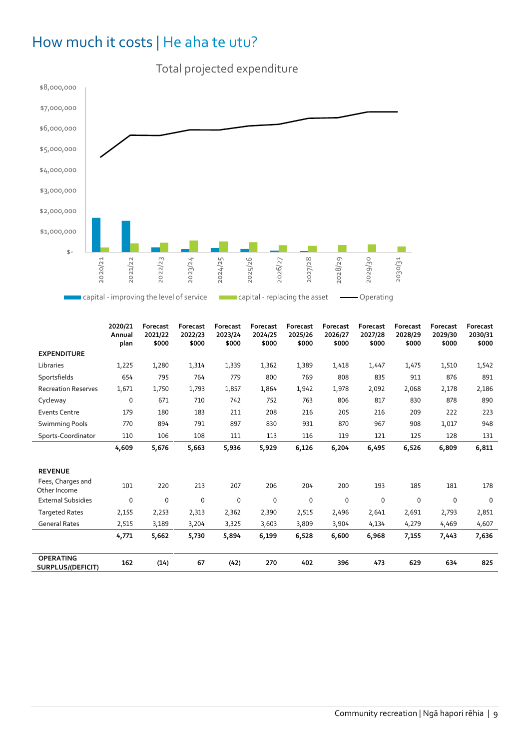# How much it costs | He aha te utu?

Total projected expenditure

|  | 2020/21 Annual plan | Forecast 2021/22 $000 | Forecast 2022/23 $000 | Forecast 2023/24 $000 | Forecast 2024/25 $000 | Forecast 2025/26 $000 | Forecast 2026/27 $000 | Forecast 2027/28 $000 | Forecast 2028/29 $000 | Forecast 2029/30 $000 | Forecast 2030/31 $000 |
|---|---|---|---|---|---|---|---|---|---|---|---|
| **EXPENDITURE** |  |  |  |  |  |  |  |  |  |  |  |
| Libraries | 1,225 | 1,280 | 1,314 | 1,339 | 1,362 | 1,389 | 1,418 | 1,447 | 1,475 | 1,510 | 1,542 |
| Sportsfields | 654 | 795 | 764 | 779 | 800 | 769 | 808 | 835 | 911 | 876 | 891 |
| Recreation Reserves | 1,671 | 1,750 | 1,793 | 1,857 | 1,864 | 1,942 | 1,978 | 2,092 | 2,068 | 2,178 | 2,186 |
| Cycleway | 0 | 671 | 710 | 742 | 752 | 763 | 806 | 817 | 830 | 878 | 890 |
| Events Centre | 179 | 180 | 183 | 211 | 208 | 216 | 205 | 216 | 209 | 222 | 223 |
| Swimming Pools | 770 | 894 | 791 | 897 | 830 | 931 | 870 | 967 | 908 | 1,017 | 948 |
| Sports-Coordinator | 110 | 106 | 108 | 111 | 113 | 116 | 119 | 121 | 125 | 128 | 131 |
|  | **4,609** | **5,676** | **5,663** | **5,936** | **5,929** | **6,126** | **6,204** | **6,495** | **6,526** | **6,809** | **6,811** |
| **REVENUE** |  |  |  |  |  |  |  |  |  |  |  |
| Fees, Charges and Other Income | 101 | 220 | 213 | 207 | 206 | 204 | 200 | 193 | 185 | 181 | 178 |
| External Subsidies | 0 | 0 | 0 | 0 | 0 | 0 | 0 | 0 | 0 | 0 | 0 |
| Targeted Rates | 2,155 | 2,253 | 2,313 | 2,362 | 2,390 | 2,515 | 2,496 | 2,641 | 2,691 | 2,793 | 2,851 |
| General Rates | 2,515 | 3,189 | 3,204 | 3,325 | 3,603 | 3,809 | 3,904 | 4,134 | 4,279 | 4,469 | 4,607 |
|  | **4,771** | **5,662** | **5,730** | **5,894** | **6,199** | **6,528** | **6,600** | **6,968** | **7,155** | **7,443** | **7,636** |
| **OPERATING SURPLUS/(DEFICIT)** | **162** | **(14)** | **67** | **(42)** | **270** | **402** | **396** | **473** | **629** | **634** | **825** |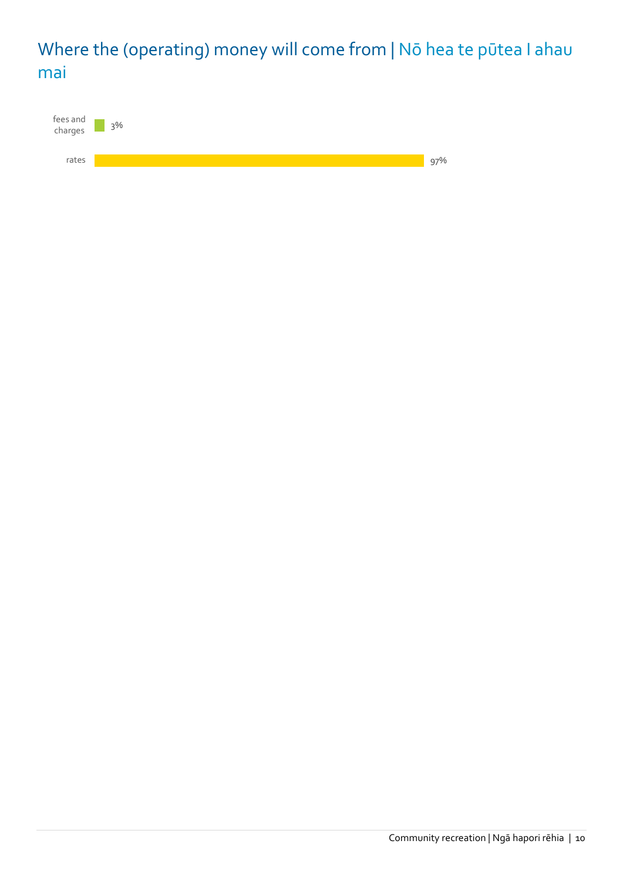## Where the (operating) money will come from | Nō hea te pūtea I ahau mai

| Source | Percentage |
| --- | --- |
| fees and charges | 3% |
| rates | 97% |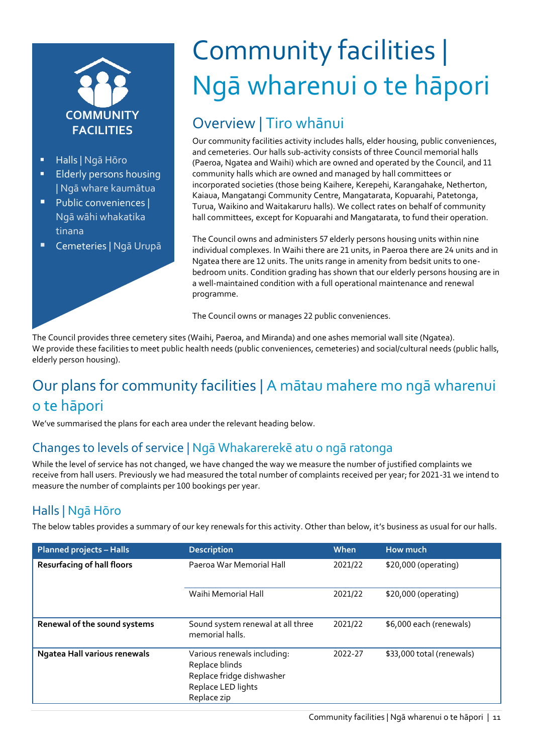# Community facilities | Ngā wharenui o te hāpori

**COMMUNITY FACILITIES**

- Halls | Ngā Hōro
- Elderly persons housing | Ngā whare kaumātua
- Public conveniences | Ngā wāhi whakatika tinana
- Cemeteries | Ngā Urupā

## Overview | Tiro whānui

Our community facilities activity includes halls, elder housing, public conveniences, and cemeteries. Our halls sub-activity consists of three Council memorial halls (Paeroa, Ngatea and Waihi) which are owned and operated by the Council, and 11 community halls which are owned and managed by hall committees or incorporated societies (those being Kaihere, Kerepehi, Karangahake, Netherton, Kaiaua, Mangatangi Community Centre, Mangatarata, Kopuarahi, Patetonga, Turua, Waikino and Waitakaruru halls). We collect rates on behalf of community hall committees, except for Kopuarahi and Mangatarata, to fund their operation.

The Council owns and administers 57 elderly persons housing units within nine individual complexes. In Waihi there are 21 units, in Paeroa there are 24 units and in Ngatea there are 12 units. The units range in amenity from bedsit units to one-bedroom units. Condition grading has shown that our elderly persons housing are in a well-maintained condition with a full operational maintenance and renewal programme.

The Council owns or manages 22 public conveniences.

The Council provides three cemetery sites (Waihi, Paeroa, and Miranda) and one ashes memorial wall site (Ngatea). We provide these facilities to meet public health needs (public conveniences, cemeteries) and social/cultural needs (public halls, elderly person housing).

## Our plans for community facilities | A mātau mahere mo ngā wharenui o te hāpori

We've summarised the plans for each area under the relevant heading below.

### Changes to levels of service | Ngā Whakarerekē atu o ngā ratonga

While the level of service has not changed, we have changed the way we measure the number of justified complaints we receive from hall users. Previously we had measured the total number of complaints received per year; for 2021-31 we intend to measure the number of complaints per 100 bookings per year.

### Halls | Ngā Hōro

The below tables provides a summary of our key renewals for this activity. Other than below, it's business as usual for our halls.

| Planned projects – Halls | Description | When | How much |
|---|---|---|---|
| **Resurfacing of hall floors** | Paeroa War Memorial Hall | 2021/22 | $20,000 (operating) |
| | Waihi Memorial Hall | 2021/22 | $20,000 (operating) |
| **Renewal of the sound systems** | Sound system renewal at all three memorial halls. | 2021/22 | $6,000 each (renewals) |
| **Ngatea Hall various renewals** | Various renewals including:<br>Replace blinds<br>Replace fridge dishwasher<br>Replace LED lights<br>Replace zip | 2022-27 | $33,000 total (renewals) |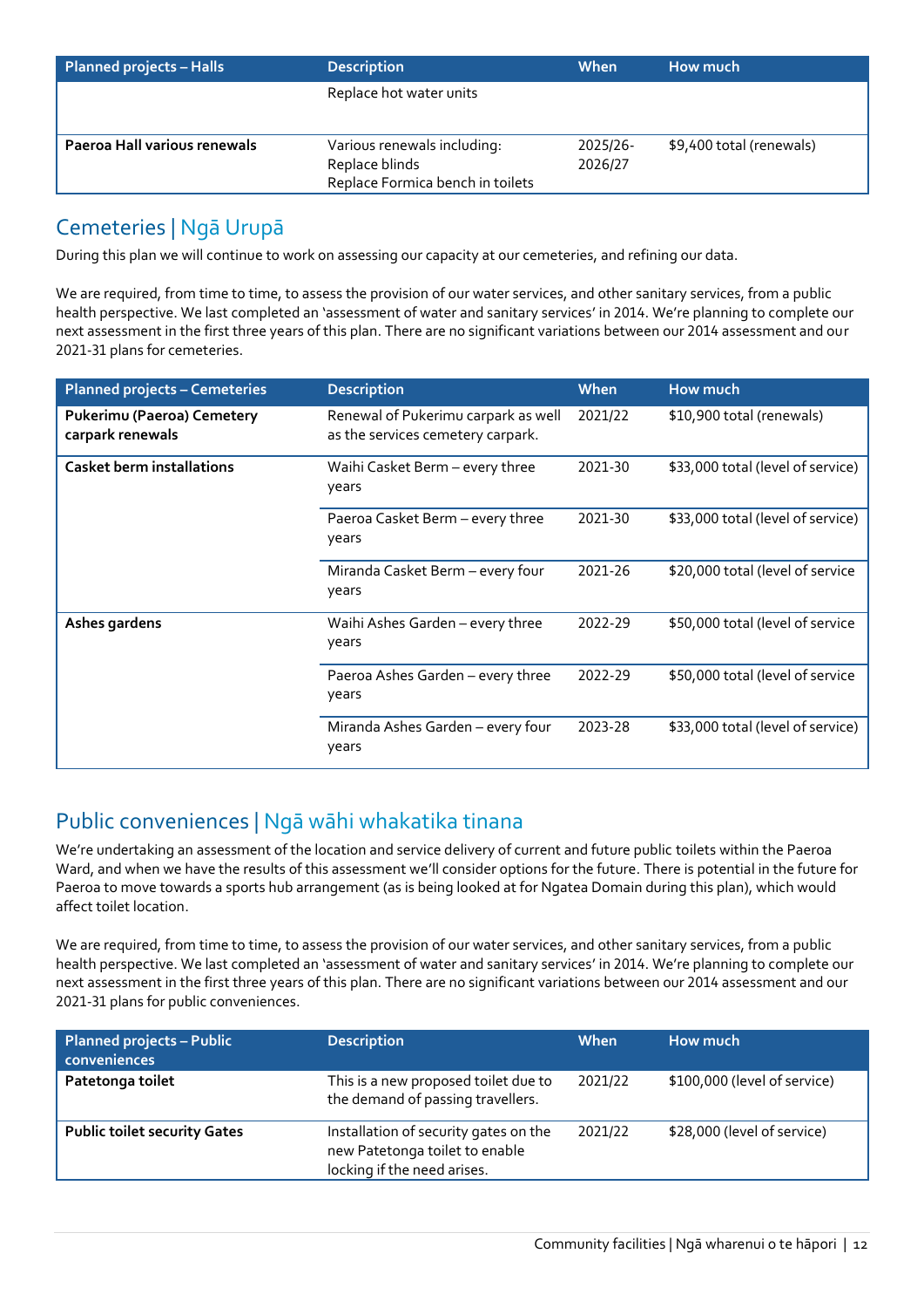| Planned projects – Halls | Description | When | How much |
| --- | --- | --- | --- |
| | Replace hot water units | | |
| **Paeroa Hall various renewals** | Various renewals including: Replace blinds Replace Formica bench in toilets | 2025/26-2026/27 | $9,400 total (renewals) |

## Cemeteries | Ngā Urupā

During this plan we will continue to work on assessing our capacity at our cemeteries, and refining our data.

We are required, from time to time, to assess the provision of our water services, and other sanitary services, from a public health perspective. We last completed an 'assessment of water and sanitary services' in 2014. We're planning to complete our next assessment in the first three years of this plan. There are no significant variations between our 2014 assessment and our 2021-31 plans for cemeteries.

| Planned projects – Cemeteries | Description | When | How much |
| --- | --- | --- | --- |
| **Pukerimu (Paeroa) Cemetery carpark renewals** | Renewal of Pukerimu carpark as well as the services cemetery carpark. | 2021/22 | $10,900 total (renewals) |
| **Casket berm installations** | Waihi Casket Berm – every three years | 2021-30 | $33,000 total (level of service) |
| | Paeroa Casket Berm – every three years | 2021-30 | $33,000 total (level of service) |
| | Miranda Casket Berm – every four years | 2021-26 | $20,000 total (level of service |
| **Ashes gardens** | Waihi Ashes Garden – every three years | 2022-29 | $50,000 total (level of service |
| | Paeroa Ashes Garden – every three years | 2022-29 | $50,000 total (level of service |
| | Miranda Ashes Garden – every four years | 2023-28 | $33,000 total (level of service) |

## Public conveniences | Ngā wāhi whakatika tinana

We're undertaking an assessment of the location and service delivery of current and future public toilets within the Paeroa Ward, and when we have the results of this assessment we'll consider options for the future. There is potential in the future for Paeroa to move towards a sports hub arrangement (as is being looked at for Ngatea Domain during this plan), which would affect toilet location.

We are required, from time to time, to assess the provision of our water services, and other sanitary services, from a public health perspective. We last completed an 'assessment of water and sanitary services' in 2014. We're planning to complete our next assessment in the first three years of this plan. There are no significant variations between our 2014 assessment and our 2021-31 plans for public conveniences.

| Planned projects – Public conveniences | Description | When | How much |
| --- | --- | --- | --- |
| **Patetonga toilet** | This is a new proposed toilet due to the demand of passing travellers. | 2021/22 | $100,000 (level of service) |
| **Public toilet security Gates** | Installation of security gates on the new Patetonga toilet to enable locking if the need arises. | 2021/22 | $28,000 (level of service) |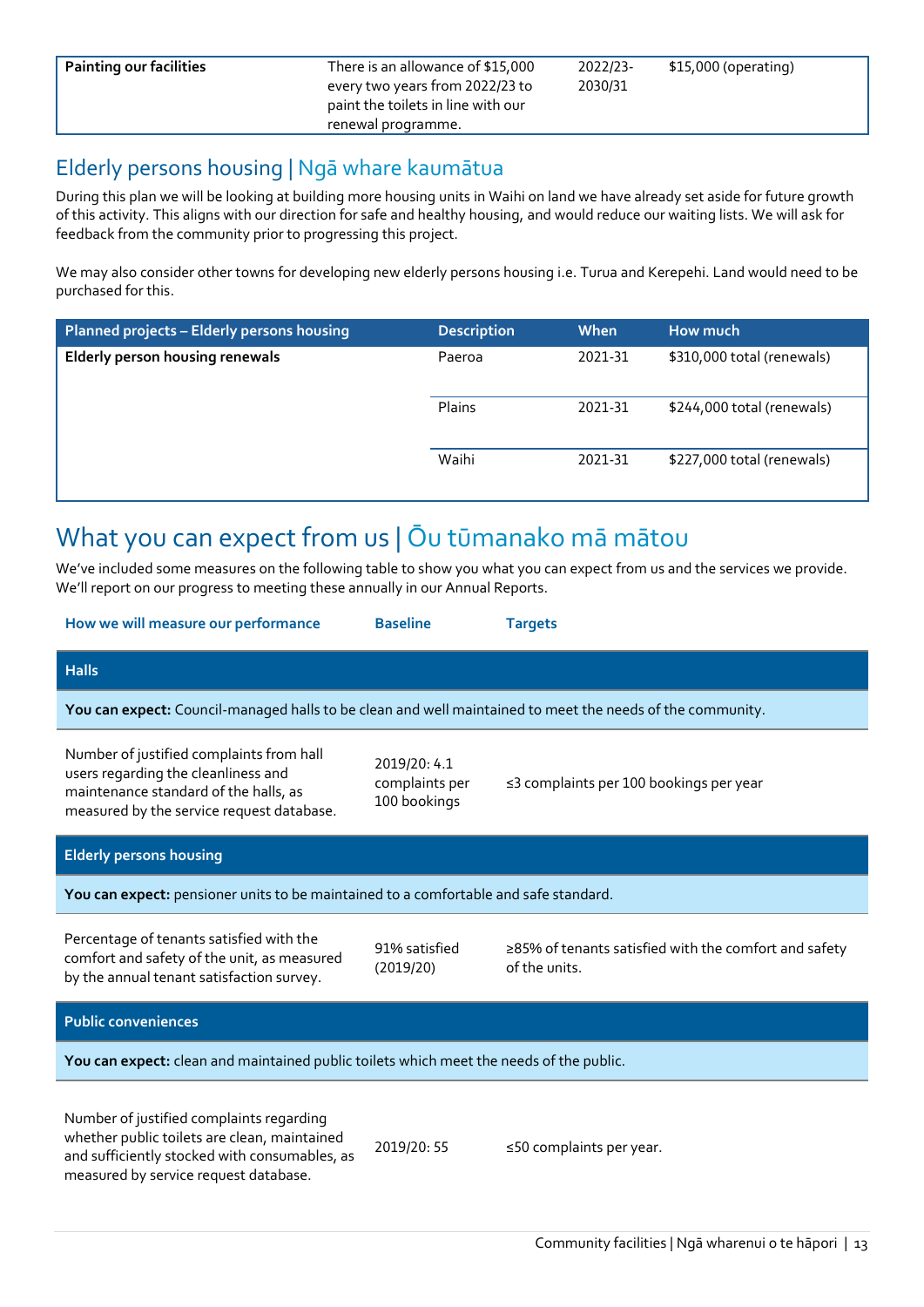| | | | |
|---|---|---|---|
| **Painting our facilities** | There is an allowance of $15,000 every two years from 2022/23 to paint the toilets in line with our renewal programme. | 2022/23-2030/31 | $15,000 (operating) |

## Elderly persons housing | Ngā whare kaumātua

During this plan we will be looking at building more housing units in Waihi on land we have already set aside for future growth of this activity. This aligns with our direction for safe and healthy housing, and would reduce our waiting lists. We will ask for feedback from the community prior to progressing this project.

We may also consider other towns for developing new elderly persons housing i.e. Turua and Kerepehi. Land would need to be purchased for this.

| Planned projects – Elderly persons housing | Description | When | How much |
|---|---|---|---|
| **Elderly person housing renewals** | Paeroa | 2021-31 | $310,000 total (renewals) |
| | Plains | 2021-31 | $244,000 total (renewals) |
| | Waihi | 2021-31 | $227,000 total (renewals) |

# What you can expect from us | Ōu tūmanako mā mātou

We've included some measures on the following table to show you what you can expect from us and the services we provide. We'll report on our progress to meeting these annually in our Annual Reports.

| How we will measure our performance | Baseline | Targets |
|---|---|---|
| **Halls** | | |
| **You can expect:** Council-managed halls to be clean and well maintained to meet the needs of the community. | | |
| Number of justified complaints from hall users regarding the cleanliness and maintenance standard of the halls, as measured by the service request database. | 2019/20: 4.1 complaints per 100 bookings | ≤3 complaints per 100 bookings per year |
| **Elderly persons housing** | | |
| **You can expect:** pensioner units to be maintained to a comfortable and safe standard. | | |
| Percentage of tenants satisfied with the comfort and safety of the unit, as measured by the annual tenant satisfaction survey. | 91% satisfied (2019/20) | ≥85% of tenants satisfied with the comfort and safety of the units. |
| **Public conveniences** | | |
| **You can expect:** clean and maintained public toilets which meet the needs of the public. | | |
| Number of justified complaints regarding whether public toilets are clean, maintained and sufficiently stocked with consumables, as measured by service request database. | 2019/20: 55 | ≤50 complaints per year. |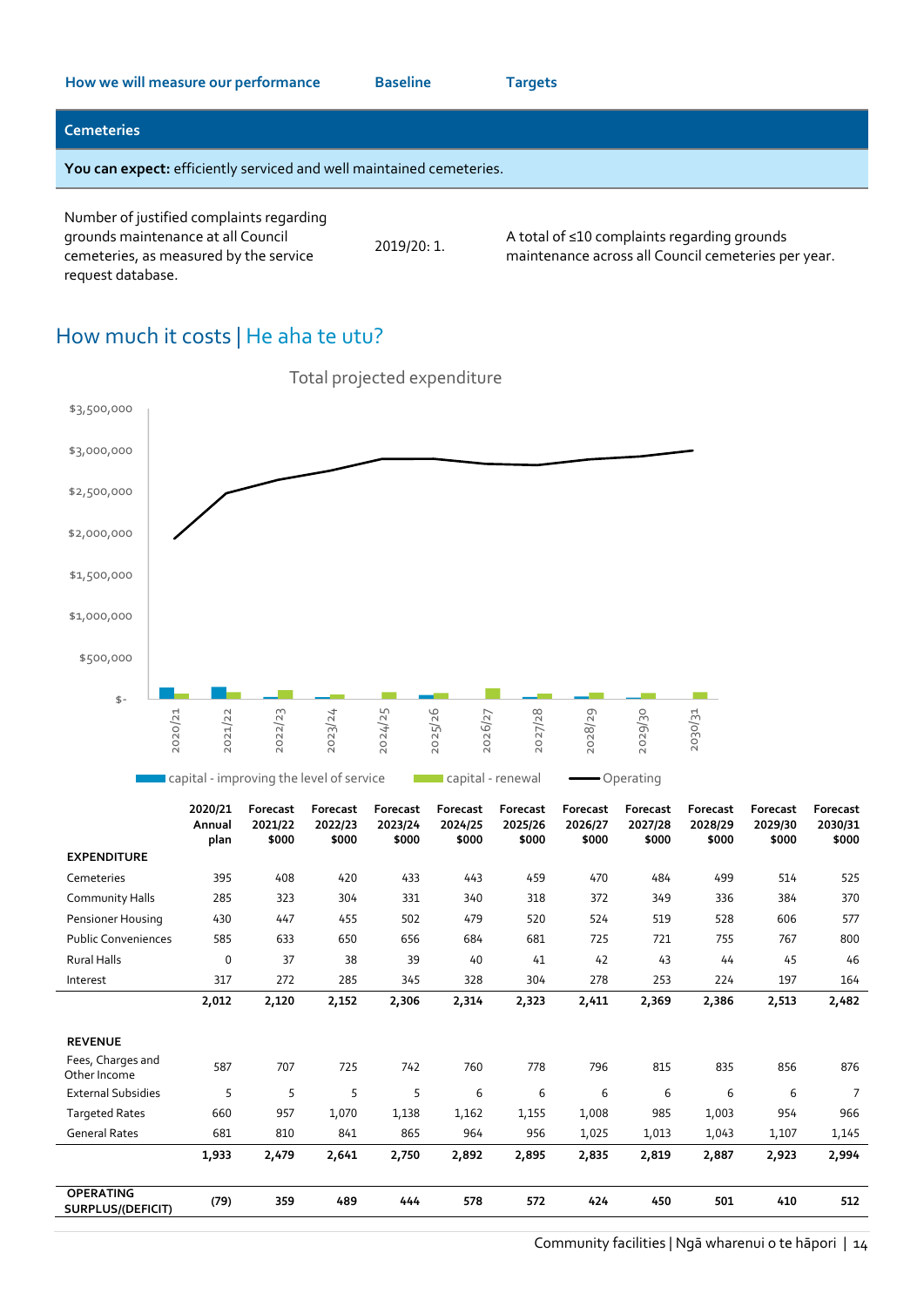| How we will measure our performance | Baseline | Targets |
|---|---|---|
| **Cemeteries** | | |
| **You can expect:** efficiently serviced and well maintained cemeteries. | | |
| Number of justified complaints regarding grounds maintenance at all Council cemeteries, as measured by the service request database. | 2019/20: 1. | A total of ≤10 complaints regarding grounds maintenance across all Council cemeteries per year. |

## How much it costs | He aha te utu?

Total projected expenditure

capital - improving the level of service | capital - renewal | Operating

| | 2020/21 Annual plan | Forecast 2021/22 $000 | Forecast 2022/23 $000 | Forecast 2023/24 $000 | Forecast 2024/25 $000 | Forecast 2025/26 $000 | Forecast 2026/27 $000 | Forecast 2027/28 $000 | Forecast 2028/29 $000 | Forecast 2029/30 $000 | Forecast 2030/31 $000 |
|---|---|---|---|---|---|---|---|---|---|---|---|
| **EXPENDITURE** | | | | | | | | | | | |
| Cemeteries | 395 | 408 | 420 | 433 | 443 | 459 | 470 | 484 | 499 | 514 | 525 |
| Community Halls | 285 | 323 | 304 | 331 | 340 | 318 | 372 | 349 | 336 | 384 | 370 |
| Pensioner Housing | 430 | 447 | 455 | 502 | 479 | 520 | 524 | 519 | 528 | 606 | 577 |
| Public Conveniences | 585 | 633 | 650 | 656 | 684 | 681 | 725 | 721 | 755 | 767 | 800 |
| Rural Halls | 0 | 37 | 38 | 39 | 40 | 41 | 42 | 43 | 44 | 45 | 46 |
| Interest | 317 | 272 | 285 | 345 | 328 | 304 | 278 | 253 | 224 | 197 | 164 |
| | **2,012** | **2,120** | **2,152** | **2,306** | **2,314** | **2,323** | **2,411** | **2,369** | **2,386** | **2,513** | **2,482** |
| **REVENUE** | | | | | | | | | | | |
| Fees, Charges and Other Income | 587 | 707 | 725 | 742 | 760 | 778 | 796 | 815 | 835 | 856 | 876 |
| External Subsidies | 5 | 5 | 5 | 5 | 6 | 6 | 6 | 6 | 6 | 6 | 7 |
| Targeted Rates | 660 | 957 | 1,070 | 1,138 | 1,162 | 1,155 | 1,008 | 985 | 1,003 | 954 | 966 |
| General Rates | 681 | 810 | 841 | 865 | 964 | 956 | 1,025 | 1,013 | 1,043 | 1,107 | 1,145 |
| | **1,933** | **2,479** | **2,641** | **2,750** | **2,892** | **2,895** | **2,835** | **2,819** | **2,887** | **2,923** | **2,994** |
| **OPERATING SURPLUS/(DEFICIT)** | **(79)** | **359** | **489** | **444** | **578** | **572** | **424** | **450** | **501** | **410** | **512** |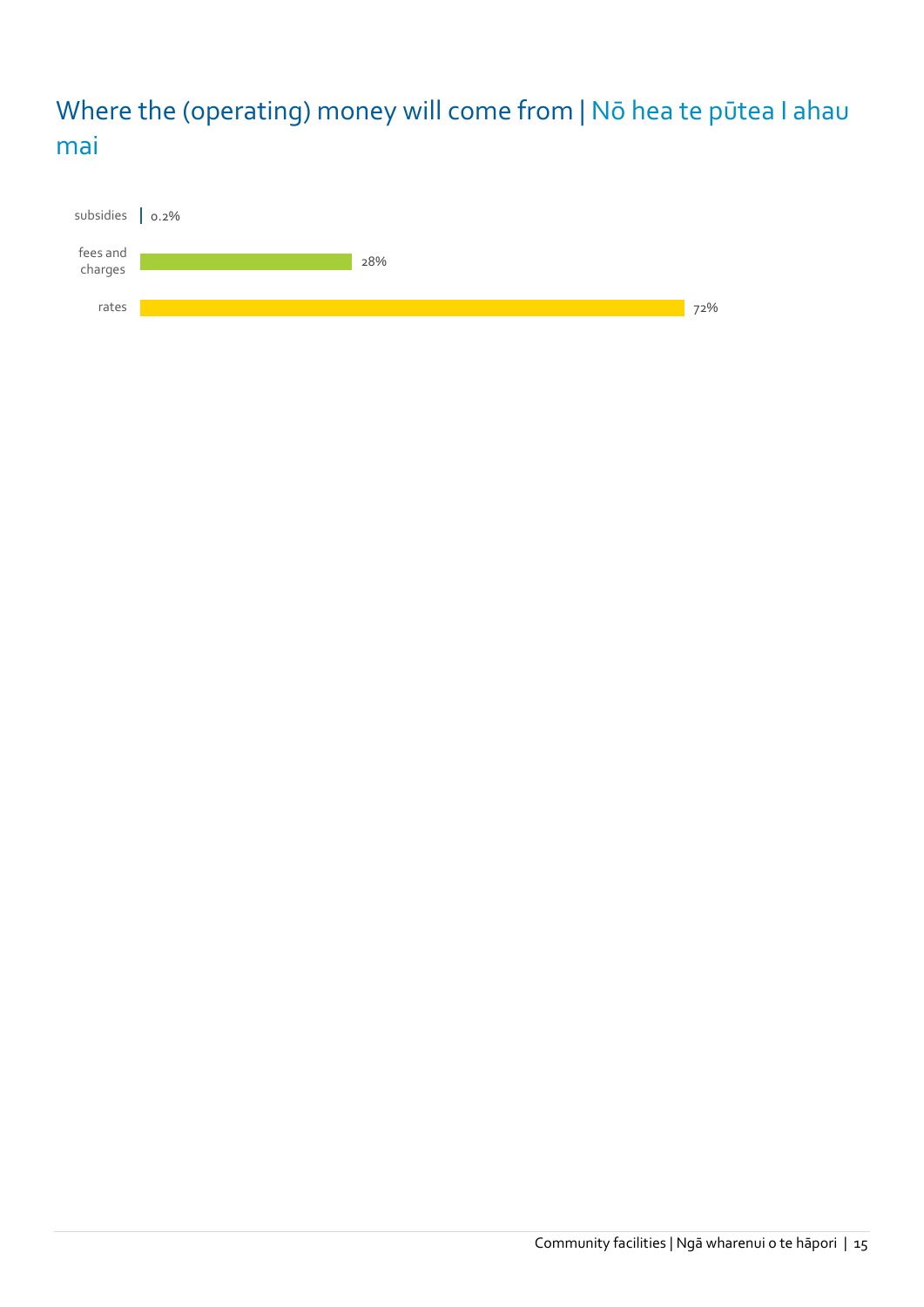## Where the (operating) money will come from | Nō hea te pūtea I ahau mai

subsidies 0.2%

fees and charges 28%

rates 72%